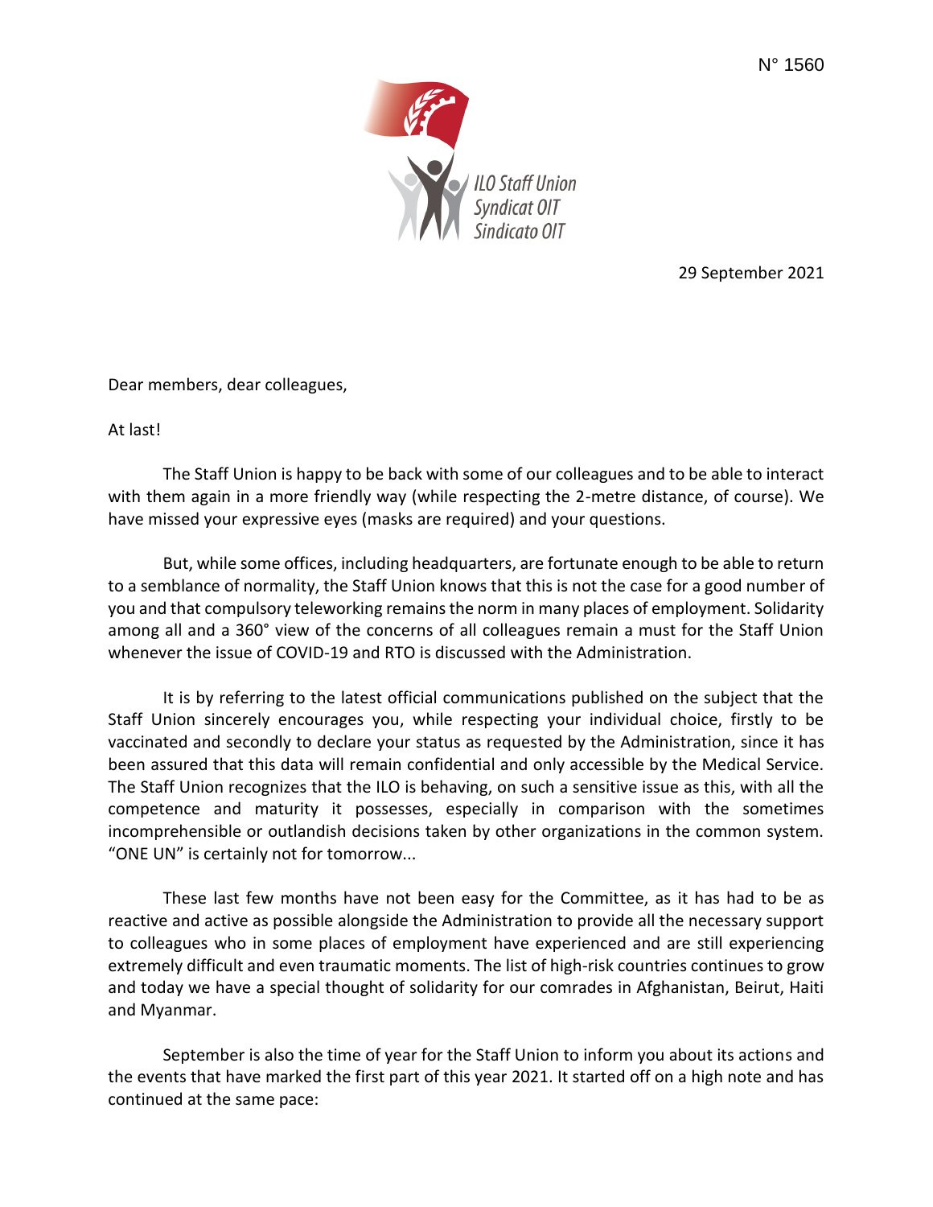N° 1560

ILO Staff Union
Syndicat OIT
Sindicato OIT

29 September 2021

Dear members, dear colleagues,

At last!

The Staff Union is happy to be back with some of our colleagues and to be able to interact with them again in a more friendly way (while respecting the 2-metre distance, of course). We have missed your expressive eyes (masks are required) and your questions.

But, while some offices, including headquarters, are fortunate enough to be able to return to a semblance of normality, the Staff Union knows that this is not the case for a good number of you and that compulsory teleworking remains the norm in many places of employment. Solidarity among all and a 360° view of the concerns of all colleagues remain a must for the Staff Union whenever the issue of COVID-19 and RTO is discussed with the Administration.

It is by referring to the latest official communications published on the subject that the Staff Union sincerely encourages you, while respecting your individual choice, firstly to be vaccinated and secondly to declare your status as requested by the Administration, since it has been assured that this data will remain confidential and only accessible by the Medical Service. The Staff Union recognizes that the ILO is behaving, on such a sensitive issue as this, with all the competence and maturity it possesses, especially in comparison with the sometimes incomprehensible or outlandish decisions taken by other organizations in the common system. "ONE UN" is certainly not for tomorrow...

These last few months have not been easy for the Committee, as it has had to be as reactive and active as possible alongside the Administration to provide all the necessary support to colleagues who in some places of employment have experienced and are still experiencing extremely difficult and even traumatic moments. The list of high-risk countries continues to grow and today we have a special thought of solidarity for our comrades in Afghanistan, Beirut, Haiti and Myanmar.

September is also the time of year for the Staff Union to inform you about its actions and the events that have marked the first part of this year 2021. It started off on a high note and has continued at the same pace: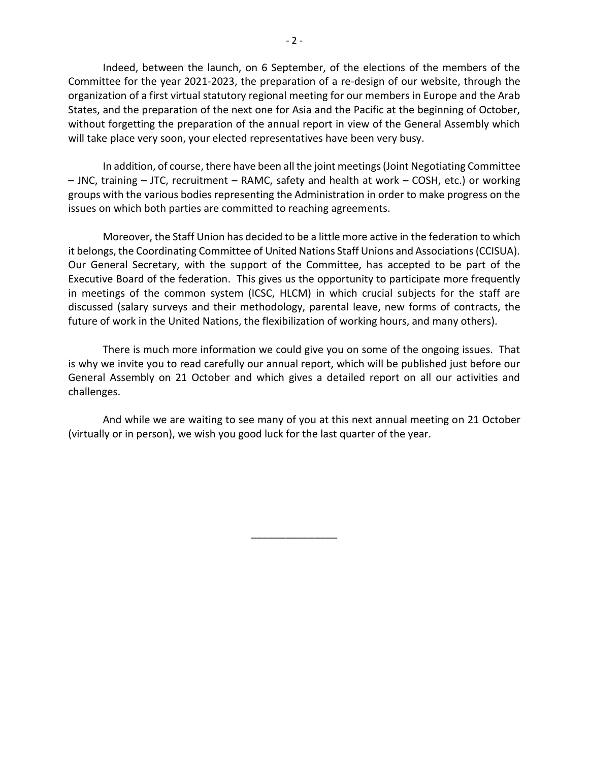Indeed, between the launch, on 6 September, of the elections of the members of the Committee for the year 2021-2023, the preparation of a re-design of our website, through the organization of a first virtual statutory regional meeting for our members in Europe and the Arab States, and the preparation of the next one for Asia and the Pacific at the beginning of October, without forgetting the preparation of the annual report in view of the General Assembly which will take place very soon, your elected representatives have been very busy.

In addition, of course, there have been all the joint meetings (Joint Negotiating Committee – JNC, training – JTC, recruitment – RAMC, safety and health at work – COSH, etc.) or working groups with the various bodies representing the Administration in order to make progress on the issues on which both parties are committed to reaching agreements.

Moreover, the Staff Union has decided to be a little more active in the federation to which it belongs, the Coordinating Committee of United Nations Staff Unions and Associations (CCISUA). Our General Secretary, with the support of the Committee, has accepted to be part of the Executive Board of the federation. This gives us the opportunity to participate more frequently in meetings of the common system (ICSC, HLCM) in which crucial subjects for the staff are discussed (salary surveys and their methodology, parental leave, new forms of contracts, the future of work in the United Nations, the flexibilization of working hours, and many others).

There is much more information we could give you on some of the ongoing issues. That is why we invite you to read carefully our annual report, which will be published just before our General Assembly on 21 October and which gives a detailed report on all our activities and challenges.

And while we are waiting to see many of you at this next annual meeting on 21 October (virtually or in person), we wish you good luck for the last quarter of the year.

\_\_\_\_\_\_\_\_\_\_\_\_\_\_\_